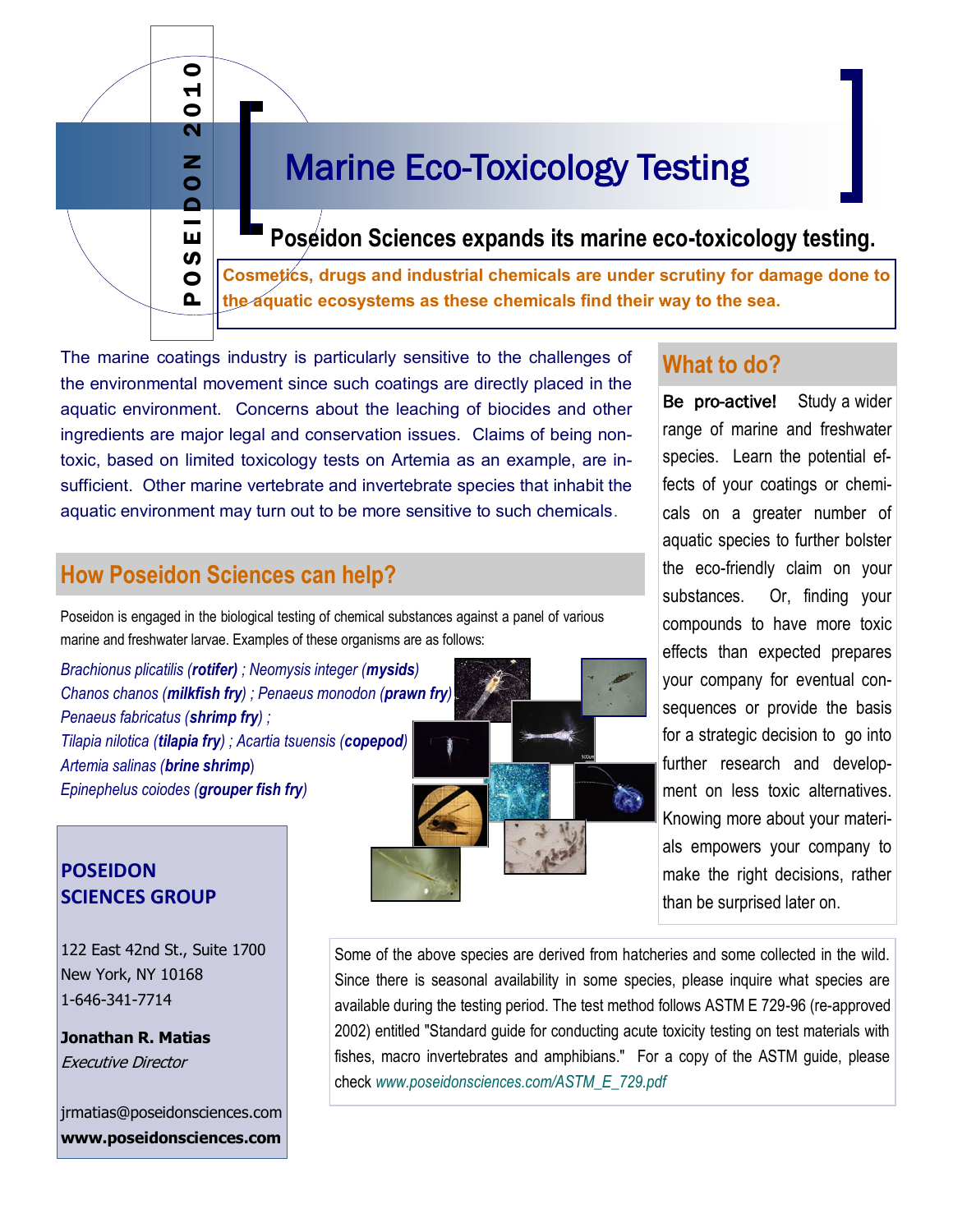POSEIDON 2010

# Marine Eco-Toxicology Testing

## Poseidon Sciences expands its marine eco-toxicology testing.

**Cosmetics, drugs and industrial chemicals are under scrutiny for damage done to the aquatic ecosystems as these chemicals find their way to the sea.**

The marine coatings industry is particularly sensitive to the challenges of the environmental movement since such coatings are directly placed in the aquatic environment. Concerns about the leaching of biocides and other ingredients are major legal and conservation issues. Claims of being non-toxic, based on limited toxicology tests on Artemia as an example, are insufficient. Other marine vertebrate and invertebrate species that inhabit the aquatic environment may turn out to be more sensitive to such chemicals.

## How Poseidon Sciences can help?

Poseidon is engaged in the biological testing of chemical substances against a panel of various marine and freshwater larvae. Examples of these organisms are as follows:

*Brachionus plicatilis* (***rotifer***) ; *Neomysis integer* (***mysids***)
*Chanos chanos* (***milkfish fry***) ; *Penaeus monodon* (***prawn fry***)
*Penaeus fabricatus* (***shrimp fry***) ;
*Tilapia nilotica* (***tilapia fry***) ; *Acartia tsuensis* (***copepod***)
*Artemia salinas* (***brine shrimp***)
*Epinephelus coiodes* (***grouper fish fry***)

## What to do?

**Be pro-active!** Study a wider range of marine and freshwater species. Learn the potential effects of your coatings or chemicals on a greater number of aquatic species to further bolster the eco-friendly claim on your substances. Or, finding your compounds to have more toxic effects than expected prepares your company for eventual consequences or provide the basis for a strategic decision to go into further research and development on less toxic alternatives. Knowing more about your materials empowers your company to make the right decisions, rather than be surprised later on.

Some of the above species are derived from hatcheries and some collected in the wild. Since there is seasonal availability in some species, please inquire what species are available during the testing period. The test method follows ASTM E 729-96 (re-approved 2002) entitled "Standard guide for conducting acute toxicity testing on test materials with fishes, macro invertebrates and amphibians." For a copy of the ASTM guide, please check *www.poseidonsciences.com/ASTM_E_729.pdf*

**POSEIDON SCIENCES GROUP**

122 East 42nd St., Suite 1700
New York, NY 10168
1-646-341-7714

**Jonathan R. Matias**
*Executive Director*

jrmatias@poseidonsciences.com
**www.poseidonsciences.com**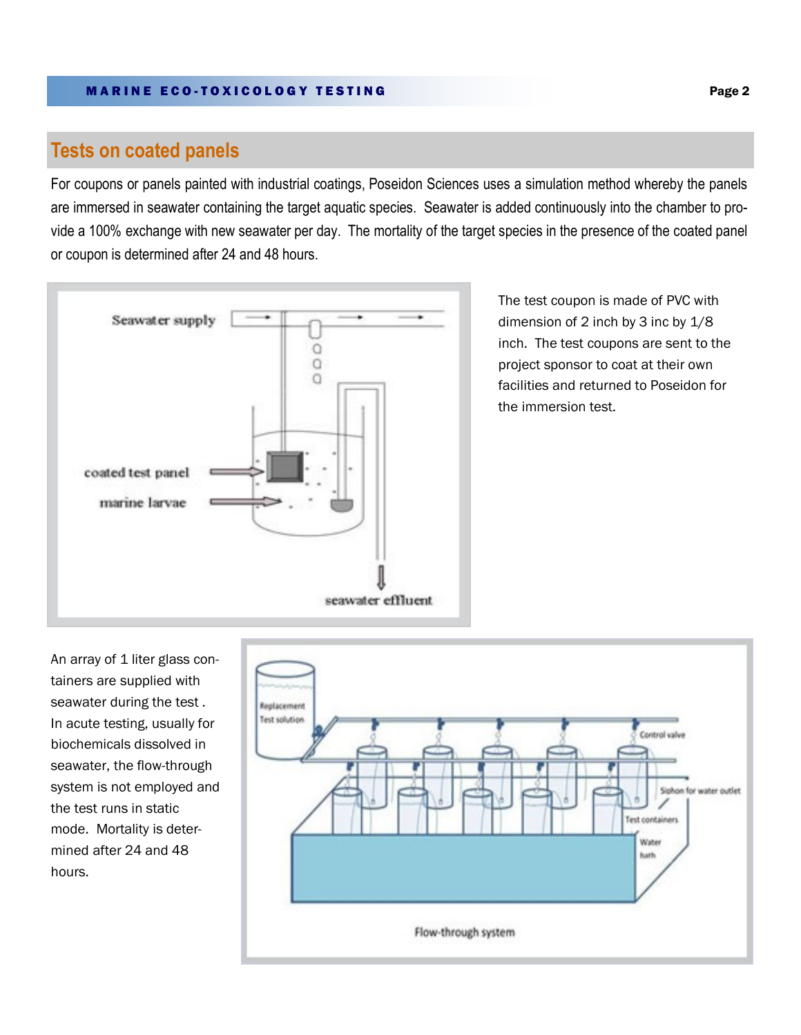## Tests on coated panels

For coupons or panels painted with industrial coatings, Poseidon Sciences uses a simulation method whereby the panels are immersed in seawater containing the target aquatic species. Seawater is added continuously into the chamber to provide a 100% exchange with new seawater per day. The mortality of the target species in the presence of the coated panel or coupon is determined after 24 and 48 hours.

Seawater supply

coated test panel

marine larvae

seawater effluent

The test coupon is made of PVC with dimension of 2 inch by 3 inc by 1/8 inch. The test coupons are sent to the project sponsor to coat at their own facilities and returned to Poseidon for the immersion test.

An array of 1 liter glass containers are supplied with seawater during the test . In acute testing, usually for biochemicals dissolved in seawater, the flow-through system is not employed and the test runs in static mode. Mortality is determined after 24 and 48 hours.

Replacement Test solution

Control valve

Siphon for water outlet

Test containers

Water bath

Flow-through system